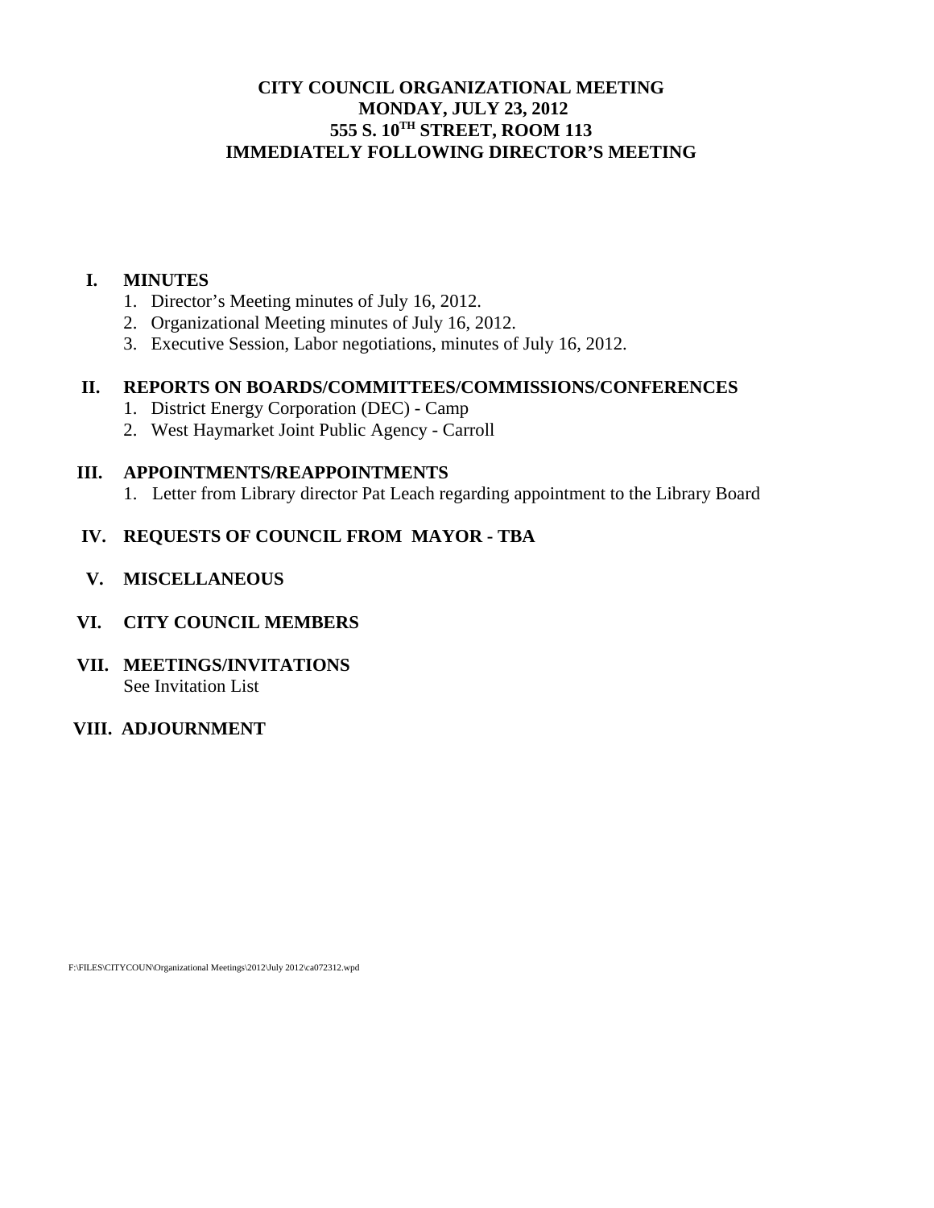# CITY COUNCIL ORGANIZATIONAL MEETING
## MONDAY, JULY 23, 2012
## 555 S. 10TH STREET, ROOM 113
## IMMEDIATELY FOLLOWING DIRECTOR'S MEETING

**I. MINUTES**

1. Director's Meeting minutes of July 16, 2012.
2. Organizational Meeting minutes of July 16, 2012.
3. Executive Session, Labor negotiations, minutes of July 16, 2012.

**II. REPORTS ON BOARDS/COMMITTEES/COMMISSIONS/CONFERENCES**

1. District Energy Corporation (DEC) - Camp
2. West Haymarket Joint Public Agency - Carroll

**III. APPOINTMENTS/REAPPOINTMENTS**

1. Letter from Library director Pat Leach regarding appointment to the Library Board

**IV. REQUESTS OF COUNCIL FROM MAYOR - TBA**

**V. MISCELLANEOUS**

**VI. CITY COUNCIL MEMBERS**

**VII. MEETINGS/INVITATIONS**

See Invitation List

**VIII. ADJOURNMENT**

F:\FILES\CITYCOUN\Organizational Meetings\2012\July 2012\ca072312.wpd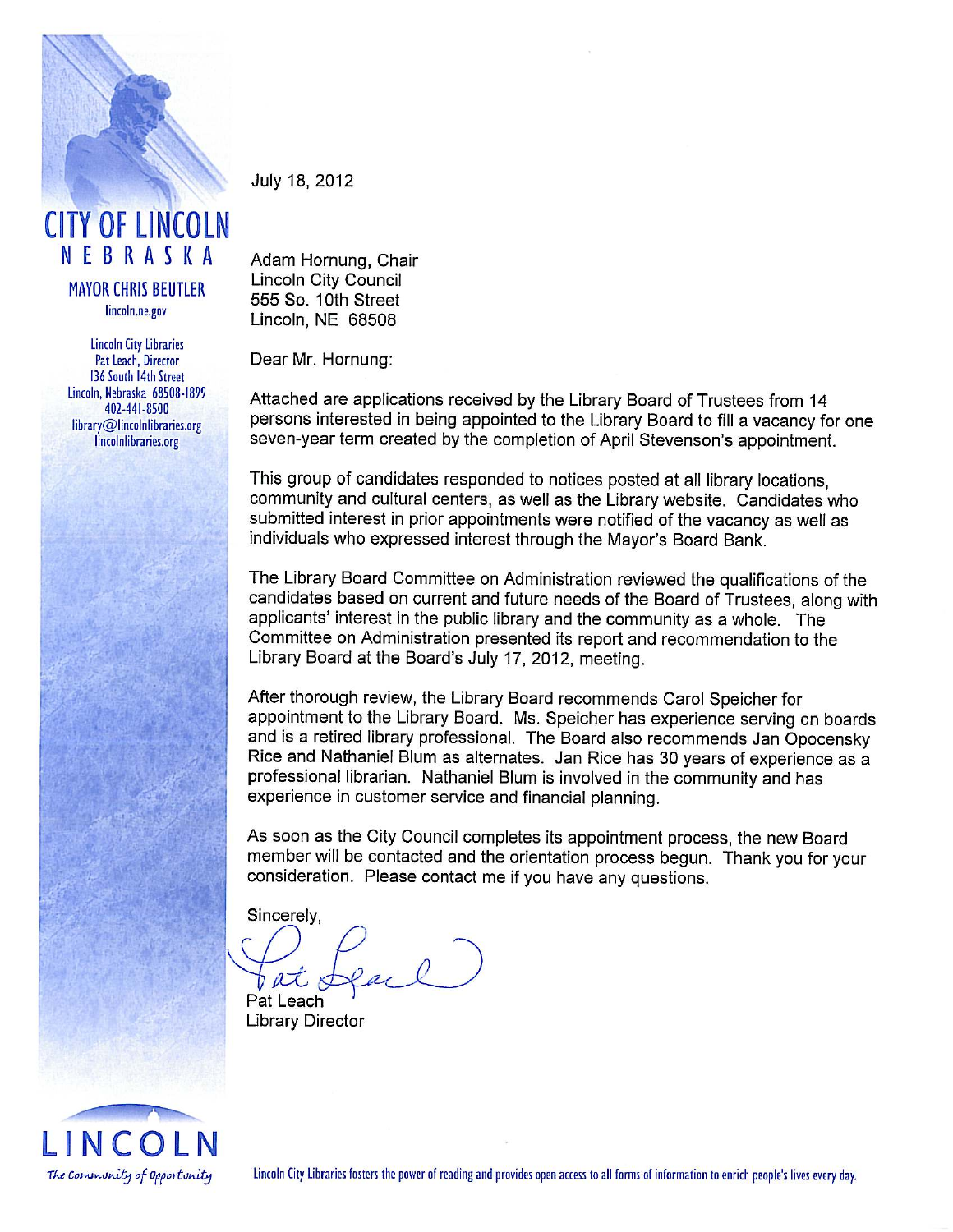**CITY OF LINCOLN**
**NEBRASKA**

**MAYOR CHRIS BEUTLER**
lincoln.ne.gov

Lincoln City Libraries
Pat Leach, Director
136 South 14th Street
Lincoln, Nebraska 68508-1899
402-441-8500
library@lincolnlibraries.org
lincolnlibraries.org

July 18, 2012

Adam Hornung, Chair
Lincoln City Council
555 So. 10th Street
Lincoln, NE 68508

Dear Mr. Hornung:

Attached are applications received by the Library Board of Trustees from 14 persons interested in being appointed to the Library Board to fill a vacancy for one seven-year term created by the completion of April Stevenson's appointment.

This group of candidates responded to notices posted at all library locations, community and cultural centers, as well as the Library website. Candidates who submitted interest in prior appointments were notified of the vacancy as well as individuals who expressed interest through the Mayor's Board Bank.

The Library Board Committee on Administration reviewed the qualifications of the candidates based on current and future needs of the Board of Trustees, along with applicants' interest in the public library and the community as a whole. The Committee on Administration presented its report and recommendation to the Library Board at the Board's July 17, 2012, meeting.

After thorough review, the Library Board recommends Carol Speicher for appointment to the Library Board. Ms. Speicher has experience serving on boards and is a retired library professional. The Board also recommends Jan Opocensky Rice and Nathaniel Blum as alternates. Jan Rice has 30 years of experience as a professional librarian. Nathaniel Blum is involved in the community and has experience in customer service and financial planning.

As soon as the City Council completes its appointment process, the new Board member will be contacted and the orientation process begun. Thank you for your consideration. Please contact me if you have any questions.

Sincerely,

Pat Leach
Library Director

**LINCOLN**
*The Community of Opportunity*

Lincoln City Libraries fosters the power of reading and provides open access to all forms of information to enrich people's lives every day.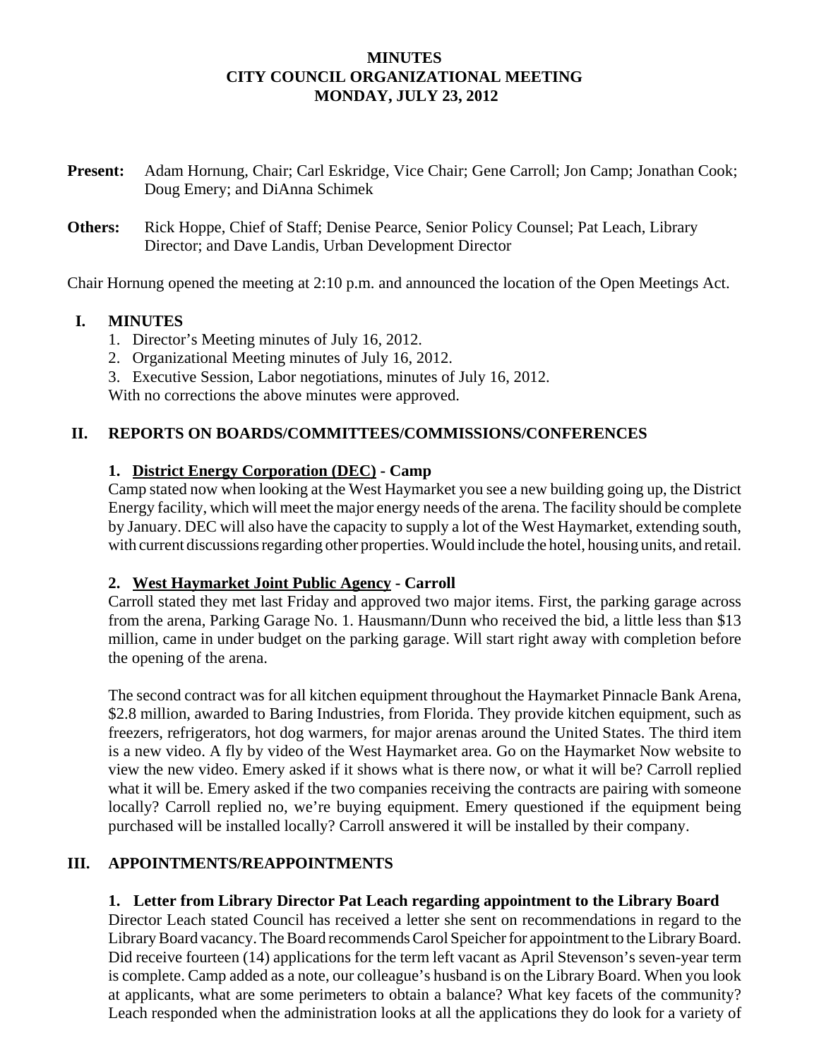# MINUTES
# CITY COUNCIL ORGANIZATIONAL MEETING
# MONDAY, JULY 23, 2012

**Present:** Adam Hornung, Chair; Carl Eskridge, Vice Chair; Gene Carroll; Jon Camp; Jonathan Cook; Doug Emery; and DiAnna Schimek

**Others:** Rick Hoppe, Chief of Staff; Denise Pearce, Senior Policy Counsel; Pat Leach, Library Director; and Dave Landis, Urban Development Director

Chair Hornung opened the meeting at 2:10 p.m. and announced the location of the Open Meetings Act.

## I. MINUTES

1. Director's Meeting minutes of July 16, 2012.
2. Organizational Meeting minutes of July 16, 2012.
3. Executive Session, Labor negotiations, minutes of July 16, 2012.

With no corrections the above minutes were approved.

## II. REPORTS ON BOARDS/COMMITTEES/COMMISSIONS/CONFERENCES

### 1. District Energy Corporation (DEC) - Camp

Camp stated now when looking at the West Haymarket you see a new building going up, the District Energy facility, which will meet the major energy needs of the arena. The facility should be complete by January. DEC will also have the capacity to supply a lot of the West Haymarket, extending south, with current discussions regarding other properties. Would include the hotel, housing units, and retail.

### 2. West Haymarket Joint Public Agency - Carroll

Carroll stated they met last Friday and approved two major items. First, the parking garage across from the arena, Parking Garage No. 1. Hausmann/Dunn who received the bid, a little less than $13 million, came in under budget on the parking garage. Will start right away with completion before the opening of the arena.

The second contract was for all kitchen equipment throughout the Haymarket Pinnacle Bank Arena, $2.8 million, awarded to Baring Industries, from Florida. They provide kitchen equipment, such as freezers, refrigerators, hot dog warmers, for major arenas around the United States. The third item is a new video. A fly by video of the West Haymarket area. Go on the Haymarket Now website to view the new video. Emery asked if it shows what is there now, or what it will be? Carroll replied what it will be. Emery asked if the two companies receiving the contracts are pairing with someone locally? Carroll replied no, we're buying equipment. Emery questioned if the equipment being purchased will be installed locally? Carroll answered it will be installed by their company.

## III. APPOINTMENTS/REAPPOINTMENTS

### 1. Letter from Library Director Pat Leach regarding appointment to the Library Board

Director Leach stated Council has received a letter she sent on recommendations in regard to the Library Board vacancy. The Board recommends Carol Speicher for appointment to the Library Board. Did receive fourteen (14) applications for the term left vacant as April Stevenson's seven-year term is complete. Camp added as a note, our colleague's husband is on the Library Board. When you look at applicants, what are some perimeters to obtain a balance? What key facets of the community? Leach responded when the administration looks at all the applications they do look for a variety of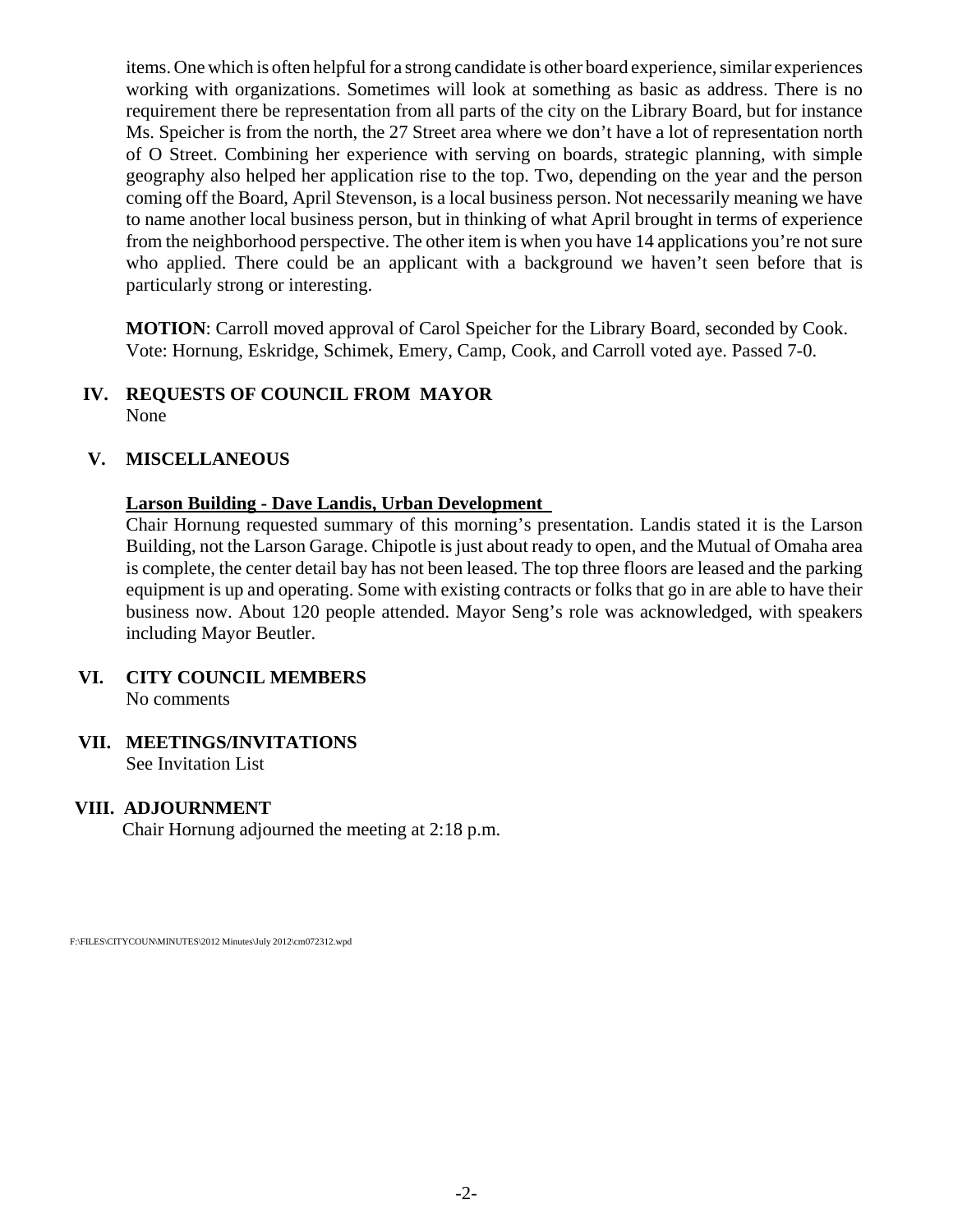items. One which is often helpful for a strong candidate is other board experience, similar experiences working with organizations. Sometimes will look at something as basic as address. There is no requirement there be representation from all parts of the city on the Library Board, but for instance Ms. Speicher is from the north, the 27 Street area where we don't have a lot of representation north of O Street. Combining her experience with serving on boards, strategic planning, with simple geography also helped her application rise to the top. Two, depending on the year and the person coming off the Board, April Stevenson, is a local business person. Not necessarily meaning we have to name another local business person, but in thinking of what April brought in terms of experience from the neighborhood perspective. The other item is when you have 14 applications you're not sure who applied. There could be an applicant with a background we haven't seen before that is particularly strong or interesting.

**MOTION**: Carroll moved approval of Carol Speicher for the Library Board, seconded by Cook. Vote: Hornung, Eskridge, Schimek, Emery, Camp, Cook, and Carroll voted aye. Passed 7-0.

## IV. REQUESTS OF COUNCIL FROM MAYOR

None

## V. MISCELLANEOUS

**Larson Building - Dave Landis, Urban Development**

Chair Hornung requested summary of this morning's presentation. Landis stated it is the Larson Building, not the Larson Garage. Chipotle is just about ready to open, and the Mutual of Omaha area is complete, the center detail bay has not been leased. The top three floors are leased and the parking equipment is up and operating. Some with existing contracts or folks that go in are able to have their business now. About 120 people attended. Mayor Seng's role was acknowledged, with speakers including Mayor Beutler.

## VI. CITY COUNCIL MEMBERS

No comments

## VII. MEETINGS/INVITATIONS

See Invitation List

## VIII. ADJOURNMENT

Chair Hornung adjourned the meeting at 2:18 p.m.

F:\FILES\CITYCOUN\MINUTES\2012 Minutes\July 2012\cm072312.wpd